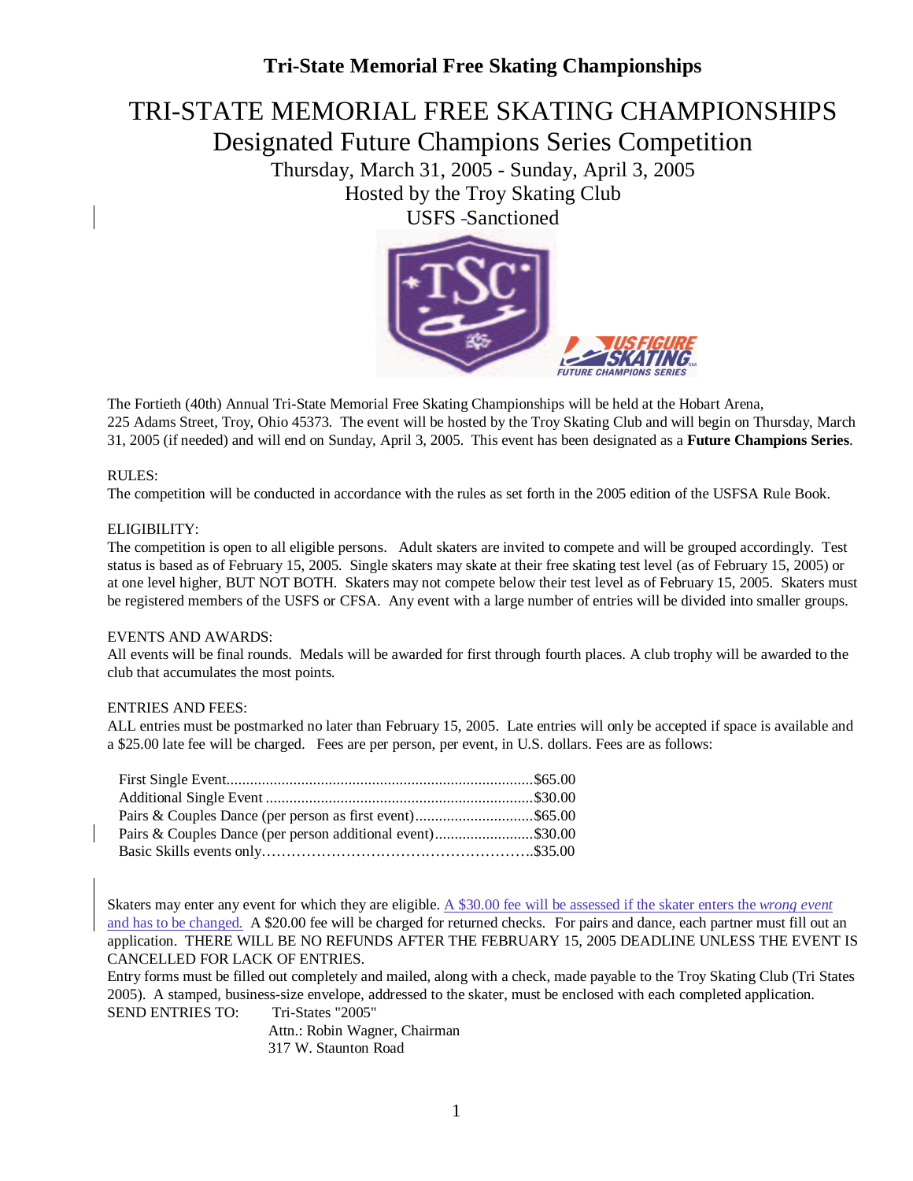# Tri-State Memorial Free Skating Championships

## TRI-STATE MEMORIAL FREE SKATING CHAMPIONSHIPS
## Designated Future Champions Series Competition

Thursday, March 31, 2005 - Sunday, April 3, 2005
Hosted by the Troy Skating Club
USFS -Sanctioned

The Fortieth (40th) Annual Tri-State Memorial Free Skating Championships will be held at the Hobart Arena, 225 Adams Street, Troy, Ohio 45373. The event will be hosted by the Troy Skating Club and will begin on Thursday, March 31, 2005 (if needed) and will end on Sunday, April 3, 2005. This event has been designated as a **Future Champions Series**.

RULES:
The competition will be conducted in accordance with the rules as set forth in the 2005 edition of the USFSA Rule Book.

ELIGIBILITY:
The competition is open to all eligible persons. Adult skaters are invited to compete and will be grouped accordingly. Test status is based as of February 15, 2005. Single skaters may skate at their free skating test level (as of February 15, 2005) or at one level higher, BUT NOT BOTH. Skaters may not compete below their test level as of February 15, 2005. Skaters must be registered members of the USFS or CFSA. Any event with a large number of entries will be divided into smaller groups.

EVENTS AND AWARDS:
All events will be final rounds. Medals will be awarded for first through fourth places. A club trophy will be awarded to the club that accumulates the most points.

ENTRIES AND FEES:
ALL entries must be postmarked no later than February 15, 2005. Late entries will only be accepted if space is available and a $25.00 late fee will be charged. Fees are per person, per event, in U.S. dollars. Fees are as follows:

| | |
|---|---|
| First Single Event | $65.00 |
| Additional Single Event | $30.00 |
| Pairs & Couples Dance (per person as first event) | $65.00 |
| Pairs & Couples Dance (per person additional event) | $30.00 |
| Basic Skills events only | $35.00 |

Skaters may enter any event for which they are eligible. A $30.00 fee will be assessed if the skater enters the *wrong event* and has to be changed. A $20.00 fee will be charged for returned checks. For pairs and dance, each partner must fill out an application. THERE WILL BE NO REFUNDS AFTER THE FEBRUARY 15, 2005 DEADLINE UNLESS THE EVENT IS CANCELLED FOR LACK OF ENTRIES.

Entry forms must be filled out completely and mailed, along with a check, made payable to the Troy Skating Club (Tri States 2005). A stamped, business-size envelope, addressed to the skater, must be enclosed with each completed application.

SEND ENTRIES TO: Tri-States "2005"
Attn.: Robin Wagner, Chairman
317 W. Staunton Road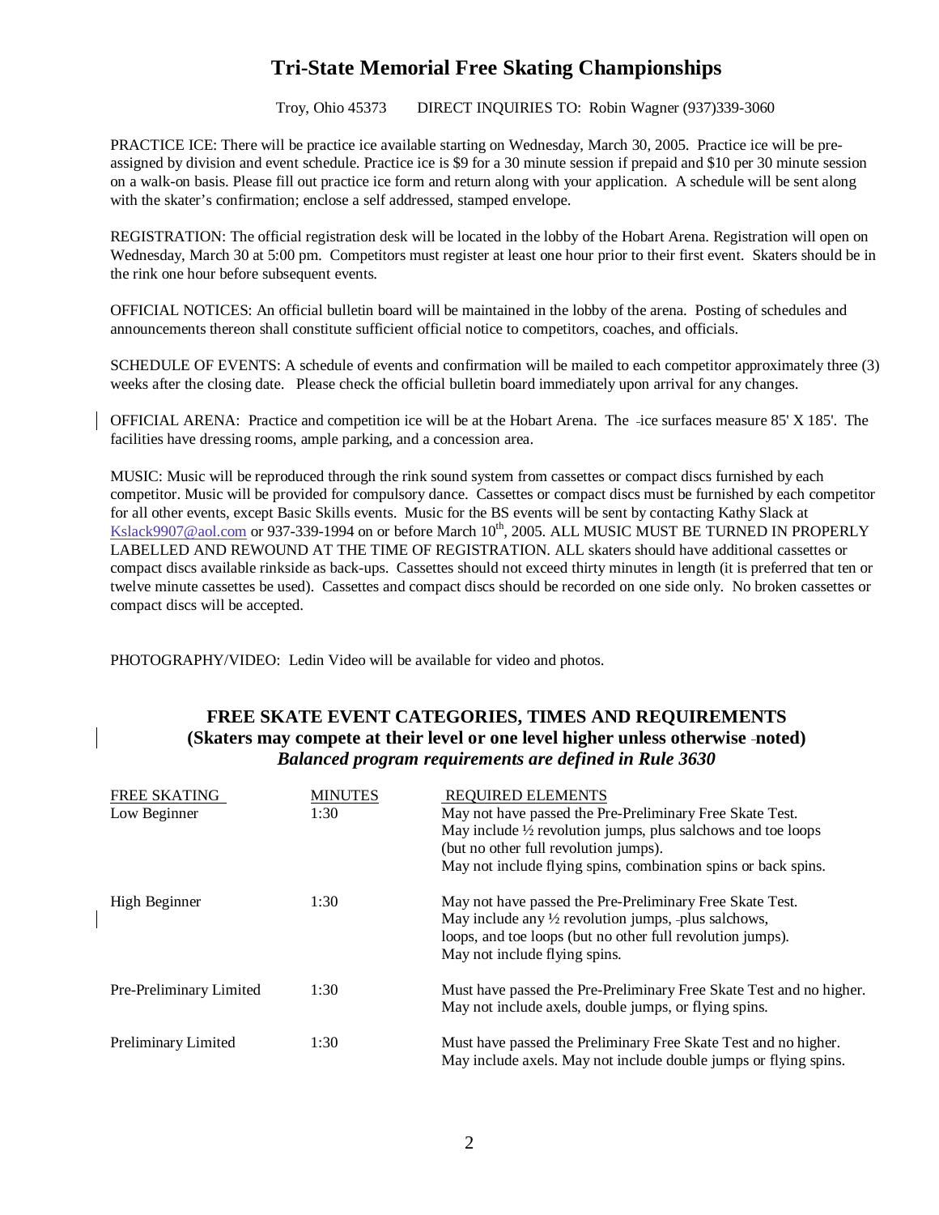# Tri-State Memorial Free Skating Championships

Troy, Ohio 45373 DIRECT INQUIRIES TO: Robin Wagner (937)339-3060

PRACTICE ICE: There will be practice ice available starting on Wednesday, March 30, 2005. Practice ice will be pre-assigned by division and event schedule. Practice ice is $9 for a 30 minute session if prepaid and $10 per 30 minute session on a walk-on basis. Please fill out practice ice form and return along with your application. A schedule will be sent along with the skater's confirmation; enclose a self addressed, stamped envelope.

REGISTRATION: The official registration desk will be located in the lobby of the Hobart Arena. Registration will open on Wednesday, March 30 at 5:00 pm. Competitors must register at least one hour prior to their first event. Skaters should be in the rink one hour before subsequent events.

OFFICIAL NOTICES: An official bulletin board will be maintained in the lobby of the arena. Posting of schedules and announcements thereon shall constitute sufficient official notice to competitors, coaches, and officials.

SCHEDULE OF EVENTS: A schedule of events and confirmation will be mailed to each competitor approximately three (3) weeks after the closing date. Please check the official bulletin board immediately upon arrival for any changes.

OFFICIAL ARENA: Practice and competition ice will be at the Hobart Arena. The ice surfaces measure 85' X 185'. The facilities have dressing rooms, ample parking, and a concession area.

MUSIC: Music will be reproduced through the rink sound system from cassettes or compact discs furnished by each competitor. Music will be provided for compulsory dance. Cassettes or compact discs must be furnished by each competitor for all other events, except Basic Skills events. Music for the BS events will be sent by contacting Kathy Slack at Kslack9907@aol.com or 937-339-1994 on or before March 10th, 2005. ALL MUSIC MUST BE TURNED IN PROPERLY LABELLED AND REWOUND AT THE TIME OF REGISTRATION. ALL skaters should have additional cassettes or compact discs available rinkside as back-ups. Cassettes should not exceed thirty minutes in length (it is preferred that ten or twelve minute cassettes be used). Cassettes and compact discs should be recorded on one side only. No broken cassettes or compact discs will be accepted.

PHOTOGRAPHY/VIDEO: Ledin Video will be available for video and photos.

## FREE SKATE EVENT CATEGORIES, TIMES AND REQUIREMENTS
**(Skaters may compete at their level or one level higher unless otherwise noted)**
***Balanced program requirements are defined in Rule 3630***

| FREE SKATING | MINUTES | REQUIRED ELEMENTS |
|---|---|---|
| Low Beginner | 1:30 | May not have passed the Pre-Preliminary Free Skate Test. May include ½ revolution jumps, plus salchows and toe loops (but no other full revolution jumps). May not include flying spins, combination spins or back spins. |
| High Beginner | 1:30 | May not have passed the Pre-Preliminary Free Skate Test. May include any ½ revolution jumps, plus salchows, loops, and toe loops (but no other full revolution jumps). May not include flying spins. |
| Pre-Preliminary Limited | 1:30 | Must have passed the Pre-Preliminary Free Skate Test and no higher. May not include axels, double jumps, or flying spins. |
| Preliminary Limited | 1:30 | Must have passed the Preliminary Free Skate Test and no higher. May include axels. May not include double jumps or flying spins. |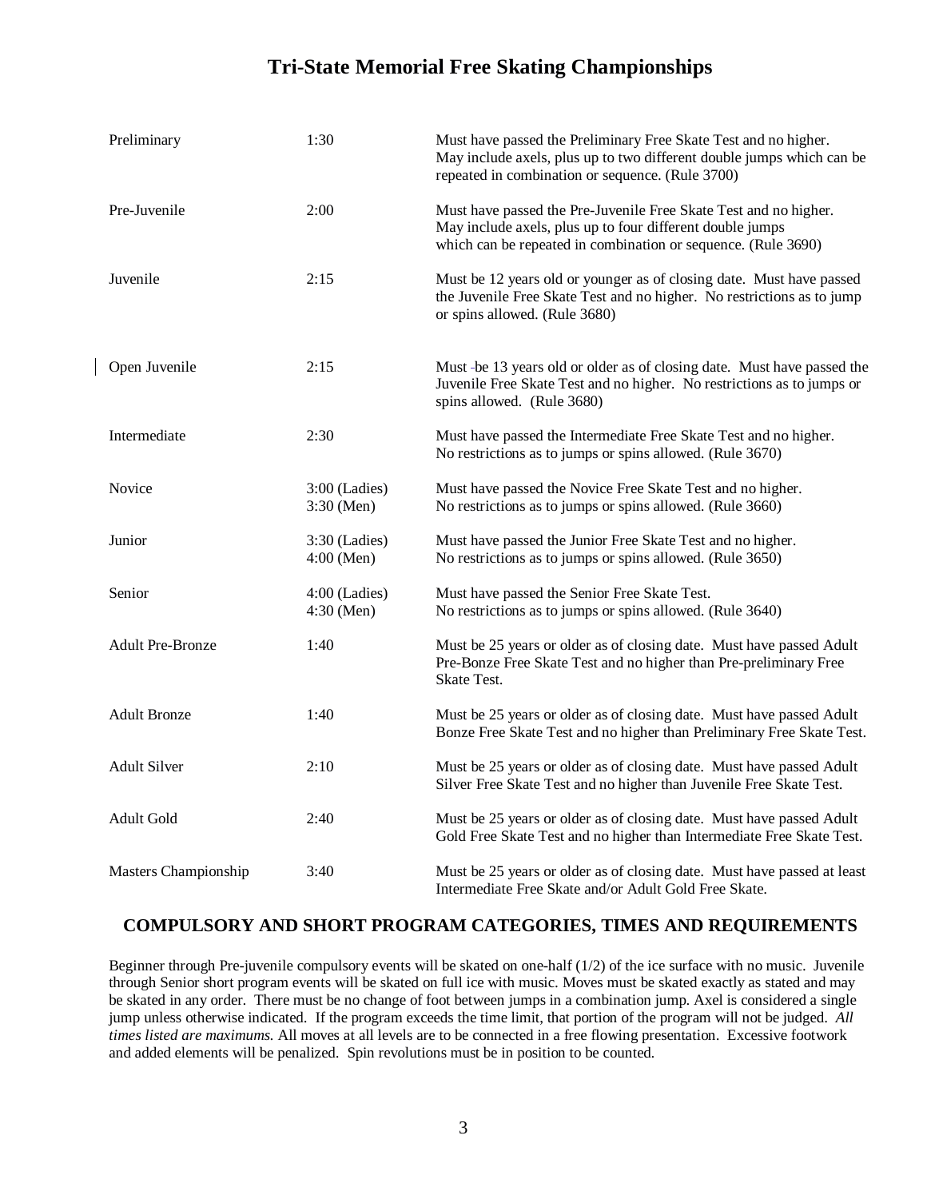## Tri-State Memorial Free Skating Championships

| | | |
|---|---|---|
| Preliminary | 1:30 | Must have passed the Preliminary Free Skate Test and no higher. May include axels, plus up to two different double jumps which can be repeated in combination or sequence. (Rule 3700) |
| Pre-Juvenile | 2:00 | Must have passed the Pre-Juvenile Free Skate Test and no higher. May include axels, plus up to four different double jumps which can be repeated in combination or sequence. (Rule 3690) |
| Juvenile | 2:15 | Must be 12 years old or younger as of closing date. Must have passed the Juvenile Free Skate Test and no higher. No restrictions as to jump or spins allowed. (Rule 3680) |
| Open Juvenile | 2:15 | Must be 13 years old or older as of closing date. Must have passed the Juvenile Free Skate Test and no higher. No restrictions as to jumps or spins allowed. (Rule 3680) |
| Intermediate | 2:30 | Must have passed the Intermediate Free Skate Test and no higher. No restrictions as to jumps or spins allowed. (Rule 3670) |
| Novice | 3:00 (Ladies) 3:30 (Men) | Must have passed the Novice Free Skate Test and no higher. No restrictions as to jumps or spins allowed. (Rule 3660) |
| Junior | 3:30 (Ladies) 4:00 (Men) | Must have passed the Junior Free Skate Test and no higher. No restrictions as to jumps or spins allowed. (Rule 3650) |
| Senior | 4:00 (Ladies) 4:30 (Men) | Must have passed the Senior Free Skate Test. No restrictions as to jumps or spins allowed. (Rule 3640) |
| Adult Pre-Bronze | 1:40 | Must be 25 years or older as of closing date. Must have passed Adult Pre-Bonze Free Skate Test and no higher than Pre-preliminary Free Skate Test. |
| Adult Bronze | 1:40 | Must be 25 years or older as of closing date. Must have passed Adult Bonze Free Skate Test and no higher than Preliminary Free Skate Test. |
| Adult Silver | 2:10 | Must be 25 years or older as of closing date. Must have passed Adult Silver Free Skate Test and no higher than Juvenile Free Skate Test. |
| Adult Gold | 2:40 | Must be 25 years or older as of closing date. Must have passed Adult Gold Free Skate Test and no higher than Intermediate Free Skate Test. |
| Masters Championship | 3:40 | Must be 25 years or older as of closing date. Must have passed at least Intermediate Free Skate and/or Adult Gold Free Skate. |

### COMPULSORY AND SHORT PROGRAM CATEGORIES, TIMES AND REQUIREMENTS

Beginner through Pre-juvenile compulsory events will be skated on one-half (1/2) of the ice surface with no music. Juvenile through Senior short program events will be skated on full ice with music. Moves must be skated exactly as stated and may be skated in any order. There must be no change of foot between jumps in a combination jump. Axel is considered a single jump unless otherwise indicated. If the program exceeds the time limit, that portion of the program will not be judged. *All times listed are maximums.* All moves at all levels are to be connected in a free flowing presentation. Excessive footwork and added elements will be penalized. Spin revolutions must be in position to be counted.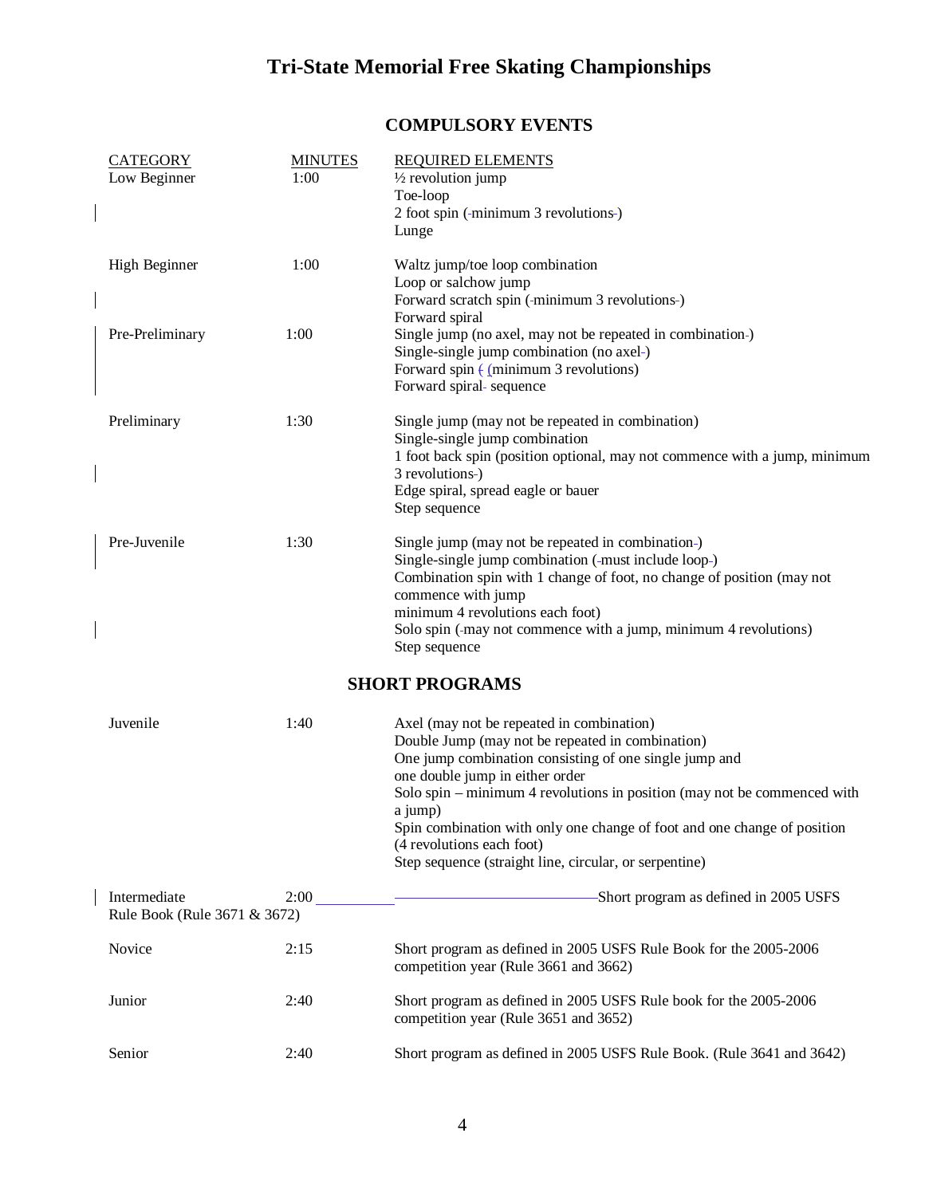# Tri-State Memorial Free Skating Championships

## COMPULSORY EVENTS

| CATEGORY | MINUTES | REQUIRED ELEMENTS |
| --- | --- | --- |
| Low Beginner | 1:00 | ½ revolution jump<br>Toe-loop<br>2 foot spin (minimum 3 revolutions)<br>Lunge |
| High Beginner | 1:00 | Waltz jump/toe loop combination<br>Loop or salchow jump<br>Forward scratch spin (minimum 3 revolutions)<br>Forward spiral |
| Pre-Preliminary | 1:00 | Single jump (no axel, may not be repeated in combination)<br>Single-single jump combination (no axel)<br>Forward spin (minimum 3 revolutions)<br>Forward spiral sequence |
| Preliminary | 1:30 | Single jump (may not be repeated in combination)<br>Single-single jump combination<br>1 foot back spin (position optional, may not commence with a jump, minimum 3 revolutions)<br>Edge spiral, spread eagle or bauer<br>Step sequence |
| Pre-Juvenile | 1:30 | Single jump (may not be repeated in combination)<br>Single-single jump combination (must include loop)<br>Combination spin with 1 change of foot, no change of position (may not commence with jump<br>minimum 4 revolutions each foot)<br>Solo spin (may not commence with a jump, minimum 4 revolutions)<br>Step sequence |

## SHORT PROGRAMS

| CATEGORY | MINUTES | REQUIRED ELEMENTS |
| --- | --- | --- |
| Juvenile | 1:40 | Axel (may not be repeated in combination)<br>Double Jump (may not be repeated in combination)<br>One jump combination consisting of one single jump and one double jump in either order<br>Solo spin – minimum 4 revolutions in position (may not be commenced with a jump)<br>Spin combination with only one change of foot and one change of position (4 revolutions each foot)<br>Step sequence (straight line, circular, or serpentine) |
| Intermediate | 2:00 | Short program as defined in 2005 USFS Rule Book (Rule 3671 & 3672) |
| Novice | 2:15 | Short program as defined in 2005 USFS Rule Book for the 2005-2006 competition year (Rule 3661 and 3662) |
| Junior | 2:40 | Short program as defined in 2005 USFS Rule book for the 2005-2006 competition year (Rule 3651 and 3652) |
| Senior | 2:40 | Short program as defined in 2005 USFS Rule Book. (Rule 3641 and 3642) |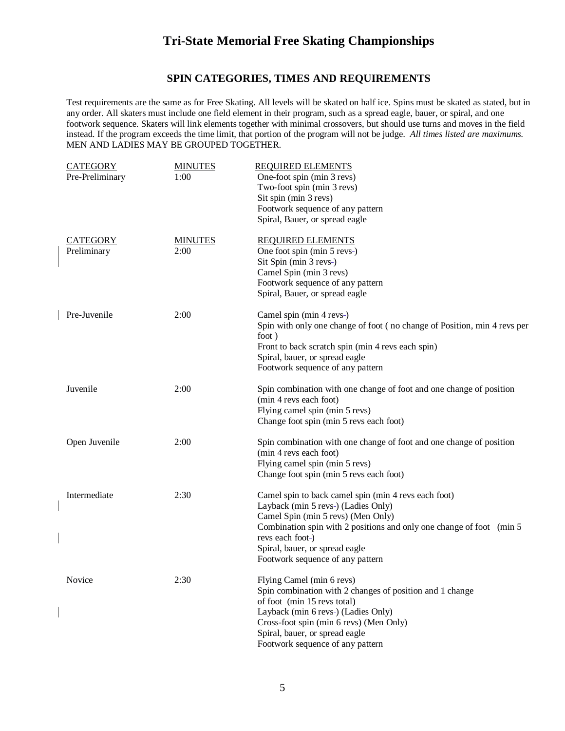# Tri-State Memorial Free Skating Championships

## SPIN CATEGORIES, TIMES AND REQUIREMENTS

Test requirements are the same as for Free Skating. All levels will be skated on half ice. Spins must be skated as stated, but in any order. All skaters must include one field element in their program, such as a spread eagle, bauer, or spiral, and one footwork sequence. Skaters will link elements together with minimal crossovers, but should use turns and moves in the field instead. If the program exceeds the time limit, that portion of the program will not be judge. *All times listed are maximums.* MEN AND LADIES MAY BE GROUPED TOGETHER.

| CATEGORY | MINUTES | REQUIRED ELEMENTS |
|---|---|---|
| Pre-Preliminary | 1:00 | One-foot spin (min 3 revs)<br>Two-foot spin (min 3 revs)<br>Sit spin (min 3 revs)<br>Footwork sequence of any pattern<br>Spiral, Bauer, or spread eagle |

| CATEGORY | MINUTES | REQUIRED ELEMENTS |
|---|---|---|
| Preliminary | 2:00 | One foot spin (min 5 revs)<br>Sit Spin (min 3 revs)<br>Camel Spin (min 3 revs)<br>Footwork sequence of any pattern<br>Spiral, Bauer, or spread eagle |
| Pre-Juvenile | 2:00 | Camel spin (min 4 revs)<br>Spin with only one change of foot ( no change of Position, min 4 revs per foot )<br>Front to back scratch spin (min 4 revs each spin)<br>Spiral, bauer, or spread eagle<br>Footwork sequence of any pattern |
| Juvenile | 2:00 | Spin combination with one change of foot and one change of position (min 4 revs each foot)<br>Flying camel spin (min 5 revs)<br>Change foot spin (min 5 revs each foot) |
| Open Juvenile | 2:00 | Spin combination with one change of foot and one change of position (min 4 revs each foot)<br>Flying camel spin (min 5 revs)<br>Change foot spin (min 5 revs each foot) |
| Intermediate | 2:30 | Camel spin to back camel spin (min 4 revs each foot)<br>Layback (min 5 revs) (Ladies Only)<br>Camel Spin (min 5 revs) (Men Only)<br>Combination spin with 2 positions and only one change of foot (min 5 revs each foot)<br>Spiral, bauer, or spread eagle<br>Footwork sequence of any pattern |
| Novice | 2:30 | Flying Camel (min 6 revs)<br>Spin combination with 2 changes of position and 1 change of foot (min 15 revs total)<br>Layback (min 6 revs) (Ladies Only)<br>Cross-foot spin (min 6 revs) (Men Only)<br>Spiral, bauer, or spread eagle<br>Footwork sequence of any pattern |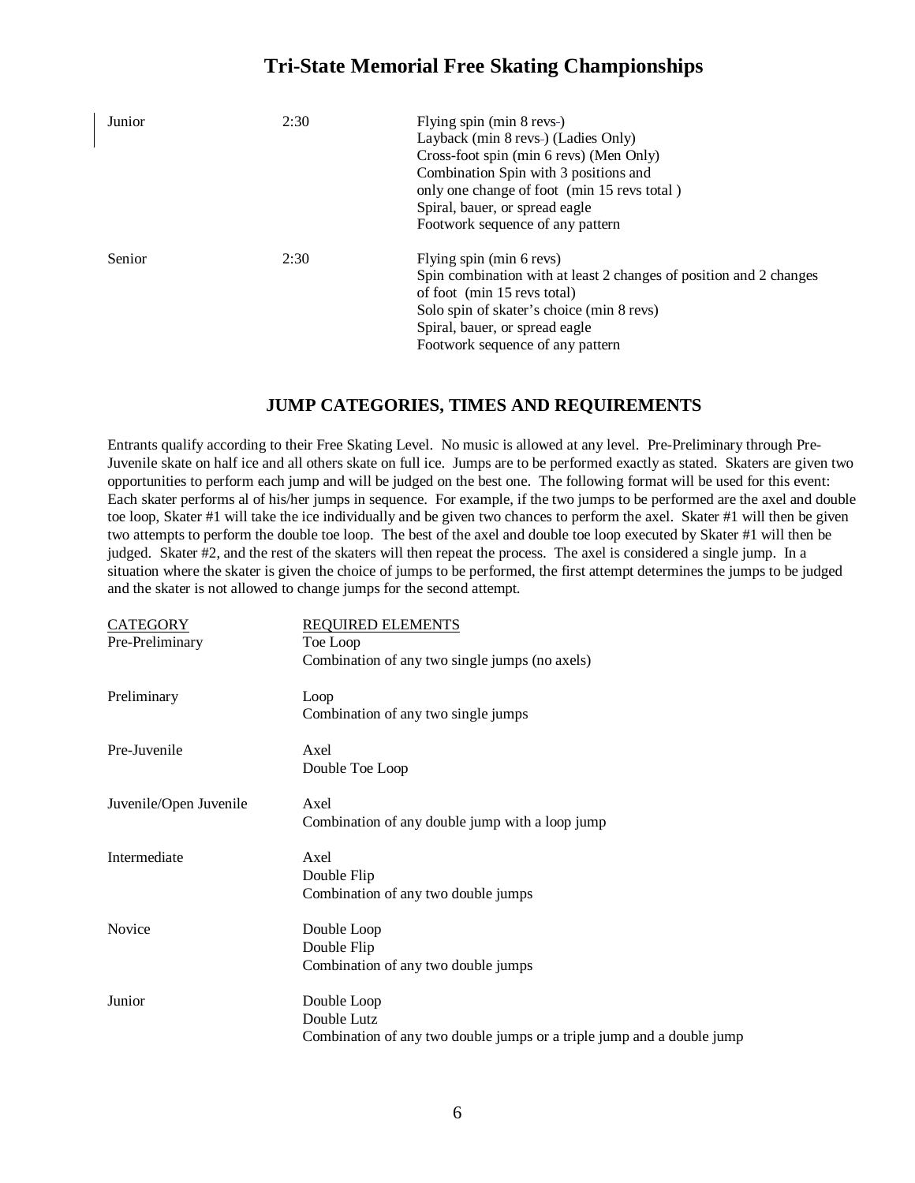| | | |
|---|---|---|
| Junior | 2:30 | Flying spin (min 8 revs)<br>Layback (min 8 revs) (Ladies Only)<br>Cross-foot spin (min 6 revs) (Men Only)<br>Combination Spin with 3 positions and only one change of foot (min 15 revs total )<br>Spiral, bauer, or spread eagle<br>Footwork sequence of any pattern |
| Senior | 2:30 | Flying spin (min 6 revs)<br>Spin combination with at least 2 changes of position and 2 changes of foot (min 15 revs total)<br>Solo spin of skater's choice (min 8 revs)<br>Spiral, bauer, or spread eagle<br>Footwork sequence of any pattern |

## JUMP CATEGORIES, TIMES AND REQUIREMENTS

Entrants qualify according to their Free Skating Level. No music is allowed at any level. Pre-Preliminary through Pre-Juvenile skate on half ice and all others skate on full ice. Jumps are to be performed exactly as stated. Skaters are given two opportunities to perform each jump and will be judged on the best one. The following format will be used for this event: Each skater performs al of his/her jumps in sequence. For example, if the two jumps to be performed are the axel and double toe loop, Skater #1 will take the ice individually and be given two chances to perform the axel. Skater #1 will then be given two attempts to perform the double toe loop. The best of the axel and double toe loop executed by Skater #1 will then be judged. Skater #2, and the rest of the skaters will then repeat the process. The axel is considered a single jump. In a situation where the skater is given the choice of jumps to be performed, the first attempt determines the jumps to be judged and the skater is not allowed to change jumps for the second attempt.

| CATEGORY | REQUIRED ELEMENTS |
|---|---|
| Pre-Preliminary | Toe Loop<br>Combination of any two single jumps (no axels) |
| Preliminary | Loop<br>Combination of any two single jumps |
| Pre-Juvenile | Axel<br>Double Toe Loop |
| Juvenile/Open Juvenile | Axel<br>Combination of any double jump with a loop jump |
| Intermediate | Axel<br>Double Flip<br>Combination of any two double jumps |
| Novice | Double Loop<br>Double Flip<br>Combination of any two double jumps |
| Junior | Double Loop<br>Double Lutz<br>Combination of any two double jumps or a triple jump and a double jump |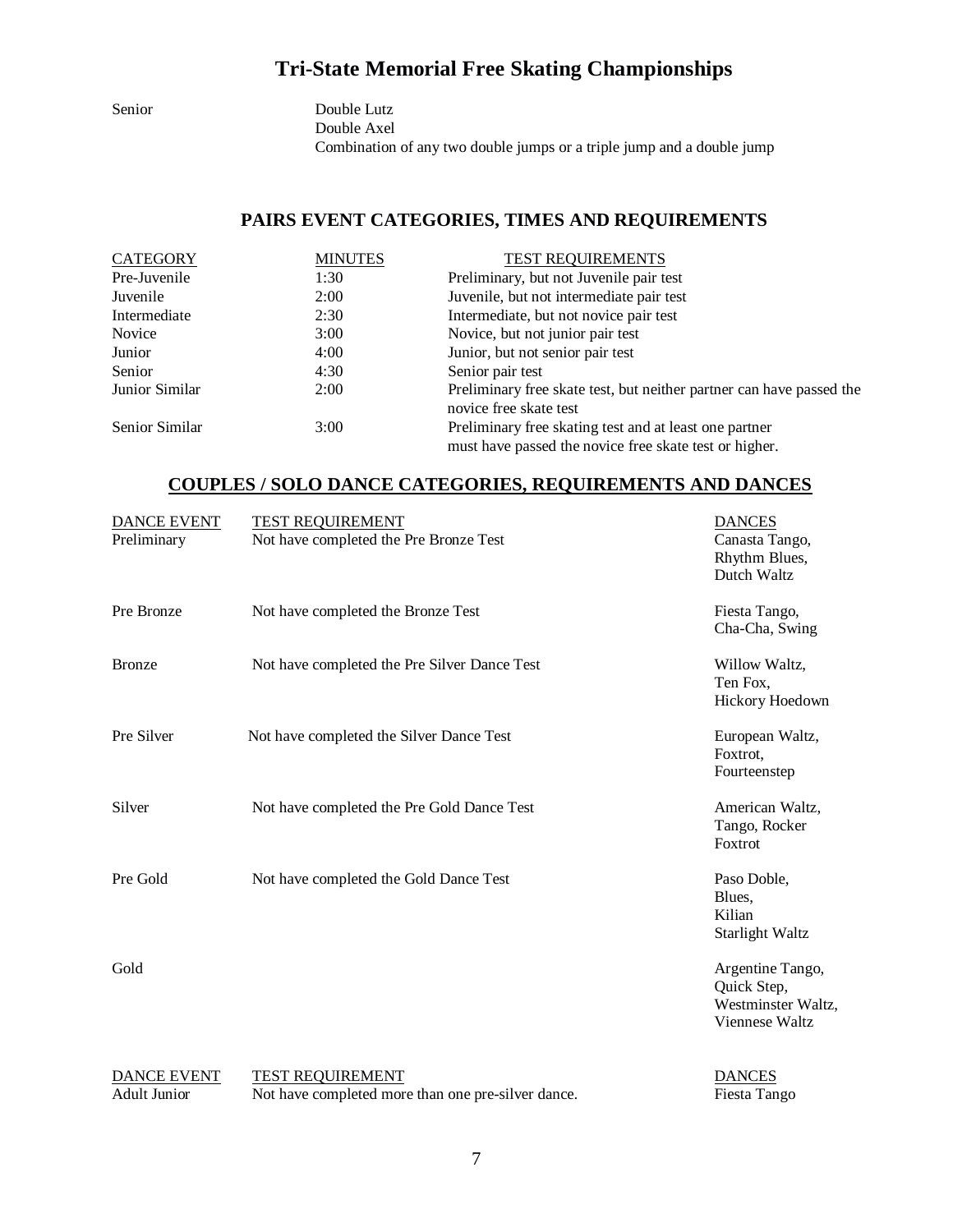# Tri-State Memorial Free Skating Championships

| | |
|---|---|
| Senior | Double Lutz<br>Double Axel<br>Combination of any two double jumps or a triple jump and a double jump |

## PAIRS EVENT CATEGORIES, TIMES AND REQUIREMENTS

| CATEGORY | MINUTES | TEST REQUIREMENTS |
|---|---|---|
| Pre-Juvenile | 1:30 | Preliminary, but not Juvenile pair test |
| Juvenile | 2:00 | Juvenile, but not intermediate pair test |
| Intermediate | 2:30 | Intermediate, but not novice pair test |
| Novice | 3:00 | Novice, but not junior pair test |
| Junior | 4:00 | Junior, but not senior pair test |
| Senior | 4:30 | Senior pair test |
| Junior Similar | 2:00 | Preliminary free skate test, but neither partner can have passed the novice free skate test |
| Senior Similar | 3:00 | Preliminary free skating test and at least one partner must have passed the novice free skate test or higher. |

## COUPLES / SOLO DANCE CATEGORIES, REQUIREMENTS AND DANCES

| DANCE EVENT | TEST REQUIREMENT | DANCES |
|---|---|---|
| Preliminary | Not have completed the Pre Bronze Test | Canasta Tango, Rhythm Blues, Dutch Waltz |
| Pre Bronze | Not have completed the Bronze Test | Fiesta Tango, Cha-Cha, Swing |
| Bronze | Not have completed the Pre Silver Dance Test | Willow Waltz, Ten Fox, Hickory Hoedown |
| Pre Silver | Not have completed the Silver Dance Test | European Waltz, Foxtrot, Fourteenstep |
| Silver | Not have completed the Pre Gold Dance Test | American Waltz, Tango, Rocker Foxtrot |
| Pre Gold | Not have completed the Gold Dance Test | Paso Doble, Blues, Kilian Starlight Waltz |
| Gold | | Argentine Tango, Quick Step, Westminster Waltz, Viennese Waltz |

| DANCE EVENT | TEST REQUIREMENT | DANCES |
|---|---|---|
| Adult Junior | Not have completed more than one pre-silver dance. | Fiesta Tango |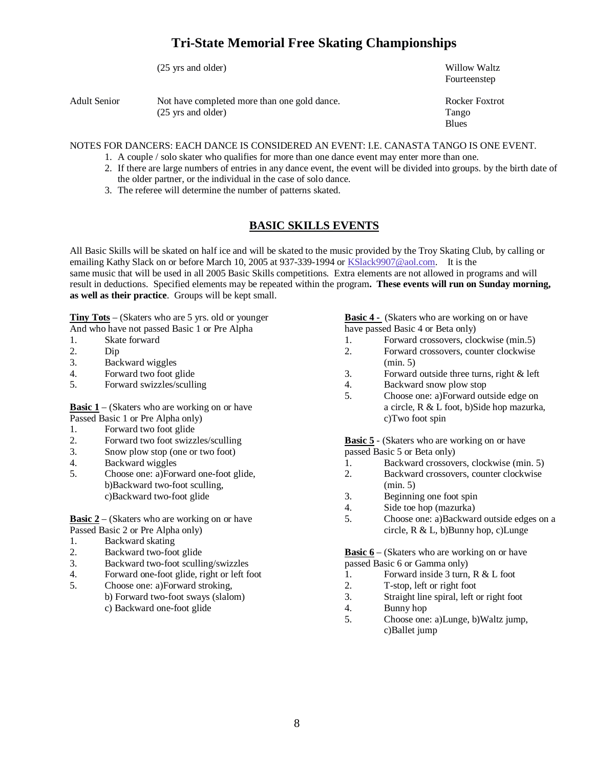# Tri-State Memorial Free Skating Championships

| | | |
|---|---|---|
| | (25 yrs and older) | Willow Waltz<br>Fourteenstep |
| Adult Senior | Not have completed more than one gold dance.<br>(25 yrs and older) | Rocker Foxtrot<br>Tango<br>Blues |

NOTES FOR DANCERS: EACH DANCE IS CONSIDERED AN EVENT: I.E. CANASTA TANGO IS ONE EVENT.

1. A couple / solo skater who qualifies for more than one dance event may enter more than one.
2. If there are large numbers of entries in any dance event, the event will be divided into groups. by the birth date of the older partner, or the individual in the case of solo dance.
3. The referee will determine the number of patterns skated.

## BASIC SKILLS EVENTS

All Basic Skills will be skated on half ice and will be skated to the music provided by the Troy Skating Club, by calling or emailing Kathy Slack on or before March 10, 2005 at 937-339-1994 or KSlack9907@aol.com. It is the same music that will be used in all 2005 Basic Skills competitions. Extra elements are not allowed in programs and will result in deductions. Specified elements may be repeated within the program. **These events will run on Sunday morning, as well as their practice**. Groups will be kept small.

**Tiny Tots** – (Skaters who are 5 yrs. old or younger And who have not passed Basic 1 or Pre Alpha

1. Skate forward
2. Dip
3. Backward wiggles
4. Forward two foot glide
5. Forward swizzles/sculling

**Basic 1** – (Skaters who are working on or have Passed Basic 1 or Pre Alpha only)

1. Forward two foot glide
2. Forward two foot swizzles/sculling
3. Snow plow stop (one or two foot)
4. Backward wiggles
5. Choose one: a)Forward one-foot glide, b)Backward two-foot sculling, c)Backward two-foot glide

**Basic 2** – (Skaters who are working on or have Passed Basic 2 or Pre Alpha only)

1. Backward skating
2. Backward two-foot glide
3. Backward two-foot sculling/swizzles
4. Forward one-foot glide, right or left foot
5. Choose one: a)Forward stroking, b) Forward two-foot sways (slalom) c) Backward one-foot glide

**Basic 4 -** (Skaters who are working on or have have passed Basic 4 or Beta only)

1. Forward crossovers, clockwise (min.5)
2. Forward crossovers, counter clockwise (min. 5)
3. Forward outside three turns, right & left
4. Backward snow plow stop
5. Choose one: a)Forward outside edge on a circle, R & L foot, b)Side hop mazurka, c)Two foot spin

**Basic 5** - (Skaters who are working on or have passed Basic 5 or Beta only)

1. Backward crossovers, clockwise (min. 5)
2. Backward crossovers, counter clockwise (min. 5)
3. Beginning one foot spin
4. Side toe hop (mazurka)
5. Choose one: a)Backward outside edges on a circle, R & L, b)Bunny hop, c)Lunge

**Basic 6** – (Skaters who are working on or have passed Basic 6 or Gamma only)

1. Forward inside 3 turn, R & L foot
2. T-stop, left or right foot
3. Straight line spiral, left or right foot
4. Bunny hop
5. Choose one: a)Lunge, b)Waltz jump, c)Ballet jump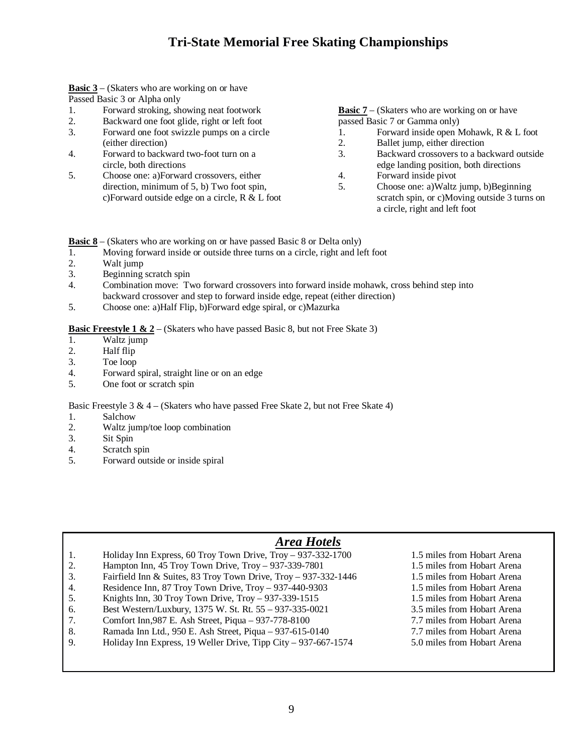# Tri-State Memorial Free Skating Championships

**<u>Basic 3</u>** – (Skaters who are working on or have Passed Basic 3 or Alpha only

1. Forward stroking, showing neat footwork
2. Backward one foot glide, right or left foot
3. Forward one foot swizzle pumps on a circle (either direction)
4. Forward to backward two-foot turn on a circle, both directions
5. Choose one: a)Forward crossovers, either direction, minimum of 5, b) Two foot spin, c)Forward outside edge on a circle, R & L foot

**<u>Basic 7</u>** – (Skaters who are working on or have passed Basic 7 or Gamma only)

1. Forward inside open Mohawk, R & L foot
2. Ballet jump, either direction
3. Backward crossovers to a backward outside edge landing position, both directions
4. Forward inside pivot
5. Choose one: a)Waltz jump, b)Beginning scratch spin, or c)Moving outside 3 turns on a circle, right and left foot

**<u>Basic 8</u>** – (Skaters who are working on or have passed Basic 8 or Delta only)

1. Moving forward inside or outside three turns on a circle, right and left foot
2. Walt jump
3. Beginning scratch spin
4. Combination move: Two forward crossovers into forward inside mohawk, cross behind step into backward crossover and step to forward inside edge, repeat (either direction)
5. Choose one: a)Half Flip, b)Forward edge spiral, or c)Mazurka

**<u>Basic Freestyle 1 & 2</u>** – (Skaters who have passed Basic 8, but not Free Skate 3)

1. Waltz jump
2. Half flip
3. Toe loop
4. Forward spiral, straight line or on an edge
5. One foot or scratch spin

Basic Freestyle 3 & 4 – (Skaters who have passed Free Skate 2, but not Free Skate 4)

1. Salchow
2. Waltz jump/toe loop combination
3. Sit Spin
4. Scratch spin
5. Forward outside or inside spiral

## ***<u>Area Hotels</u>***

1. Holiday Inn Express, 60 Troy Town Drive, Troy – 937-332-1700 — 1.5 miles from Hobart Arena
2. Hampton Inn, 45 Troy Town Drive, Troy – 937-339-7801 — 1.5 miles from Hobart Arena
3. Fairfield Inn & Suites, 83 Troy Town Drive, Troy – 937-332-1446 — 1.5 miles from Hobart Arena
4. Residence Inn, 87 Troy Town Drive, Troy – 937-440-9303 — 1.5 miles from Hobart Arena
5. Knights Inn, 30 Troy Town Drive, Troy – 937-339-1515 — 1.5 miles from Hobart Arena
6. Best Western/Luxbury, 1375 W. St. Rt. 55 – 937-335-0021 — 3.5 miles from Hobart Arena
7. Comfort Inn,987 E. Ash Street, Piqua – 937-778-8100 — 7.7 miles from Hobart Arena
8. Ramada Inn Ltd., 950 E. Ash Street, Piqua – 937-615-0140 — 7.7 miles from Hobart Arena
9. Holiday Inn Express, 19 Weller Drive, Tipp City – 937-667-1574 — 5.0 miles from Hobart Arena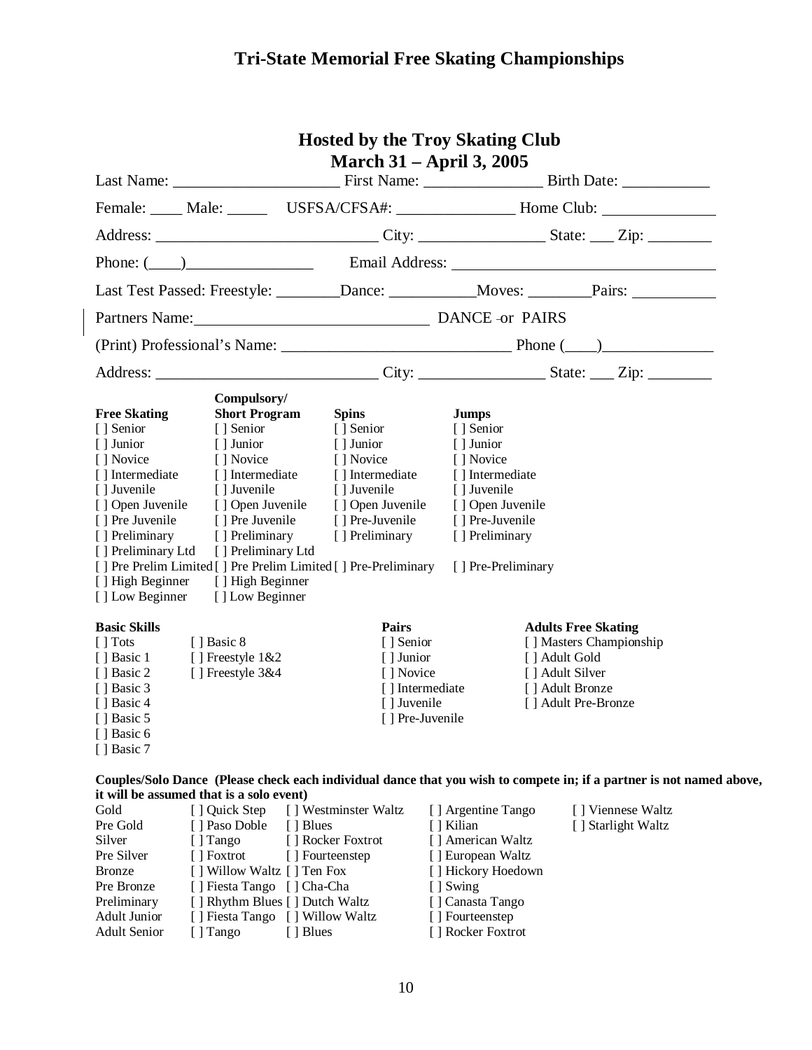# Tri-State Memorial Free Skating Championships

## Hosted by the Troy Skating Club
## March 31 – April 3, 2005

Last Name: ____________________ First Name: _______________ Birth Date: ___________

Female: ____ Male: _____ USFSA/CFSA#: _______________ Home Club: _______________

Address: ____________________________ City: ________________ State: ___ Zip: ________

Phone: (____)________________ Email Address: ________________________________

Last Test Passed: Freestyle: ________Dance: ___________Moves: ________Pairs: __________

Partners Name:______________________________ DANCE or PAIRS

(Print) Professional's Name: ____________________________ Phone (____)______________

Address: ____________________________ City: ________________ State: ___ Zip: ________

| Free Skating | Compulsory/ Short Program | Spins | Jumps |
|---|---|---|---|
| [ ] Senior | [ ] Senior | [ ] Senior | [ ] Senior |
| [ ] Junior | [ ] Junior | [ ] Junior | [ ] Junior |
| [ ] Novice | [ ] Novice | [ ] Novice | [ ] Novice |
| [ ] Intermediate | [ ] Intermediate | [ ] Intermediate | [ ] Intermediate |
| [ ] Juvenile | [ ] Juvenile | [ ] Juvenile | [ ] Juvenile |
| [ ] Open Juvenile | [ ] Open Juvenile | [ ] Open Juvenile | [ ] Open Juvenile |
| [ ] Pre Juvenile | [ ] Pre Juvenile | [ ] Pre-Juvenile | [ ] Pre-Juvenile |
| [ ] Preliminary | [ ] Preliminary | [ ] Preliminary | [ ] Preliminary |
| [ ] Preliminary Ltd | [ ] Preliminary Ltd | | |
| [ ] Pre Prelim Limited | [ ] Pre Prelim Limited | [ ] Pre-Preliminary | [ ] Pre-Preliminary |
| [ ] High Beginner | [ ] High Beginner | | |
| [ ] Low Beginner | [ ] Low Beginner | | |

| Basic Skills | | Pairs | Adults Free Skating |
|---|---|---|---|
| [ ] Tots | [ ] Basic 8 | [ ] Senior | [ ] Masters Championship |
| [ ] Basic 1 | [ ] Freestyle 1&2 | [ ] Junior | [ ] Adult Gold |
| [ ] Basic 2 | [ ] Freestyle 3&4 | [ ] Novice | [ ] Adult Silver |
| [ ] Basic 3 | | [ ] Intermediate | [ ] Adult Bronze |
| [ ] Basic 4 | | [ ] Juvenile | [ ] Adult Pre-Bronze |
| [ ] Basic 5 | | [ ] Pre-Juvenile | |
| [ ] Basic 6 | | | |
| [ ] Basic 7 | | | |

**Couples/Solo Dance (Please check each individual dance that you wish to compete in; if a partner is not named above, it will be assumed that is a solo event)**

| | | | | |
|---|---|---|---|---|
| Gold | [ ] Quick Step | [ ] Westminster Waltz | [ ] Argentine Tango | [ ] Viennese Waltz |
| Pre Gold | [ ] Paso Doble | [ ] Blues | [ ] Kilian | [ ] Starlight Waltz |
| Silver | [ ] Tango | [ ] Rocker Foxtrot | [ ] American Waltz | |
| Pre Silver | [ ] Foxtrot | [ ] Fourteenstep | [ ] European Waltz | |
| Bronze | [ ] Willow Waltz | [ ] Ten Fox | [ ] Hickory Hoedown | |
| Pre Bronze | [ ] Fiesta Tango | [ ] Cha-Cha | [ ] Swing | |
| Preliminary | [ ] Rhythm Blues | [ ] Dutch Waltz | [ ] Canasta Tango | |
| Adult Junior | [ ] Fiesta Tango | [ ] Willow Waltz | [ ] Fourteenstep | |
| Adult Senior | [ ] Tango | [ ] Blues | [ ] Rocker Foxtrot | |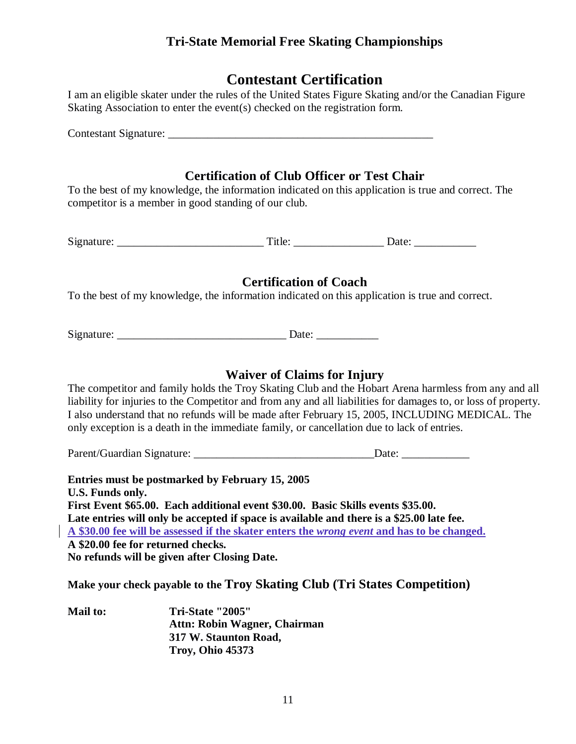## Tri-State Memorial Free Skating Championships

# Contestant Certification

I am an eligible skater under the rules of the United States Figure Skating and/or the Canadian Figure Skating Association to enter the event(s) checked on the registration form.

Contestant Signature: _______________________________________________

## Certification of Club Officer or Test Chair

To the best of my knowledge, the information indicated on this application is true and correct. The competitor is a member in good standing of our club.

Signature: __________________________ Title: ________________ Date: ___________

## Certification of Coach

To the best of my knowledge, the information indicated on this application is true and correct.

Signature: ______________________________ Date: ___________

## Waiver of Claims for Injury

The competitor and family holds the Troy Skating Club and the Hobart Arena harmless from any and all liability for injuries to the Competitor and from any and all liabilities for damages to, or loss of property. I also understand that no refunds will be made after February 15, 2005, INCLUDING MEDICAL. The only exception is a death in the immediate family, or cancellation due to lack of entries.

Parent/Guardian Signature: ________________________________Date: ____________

**Entries must be postmarked by February 15, 2005**
**U.S. Funds only.**
**First Event $65.00. Each additional event $30.00. Basic Skills events $35.00.**
**Late entries will only be accepted if space is available and there is a $25.00 late fee.**
**A $30.00 fee will be assessed if the skater enters the *wrong event* and has to be changed.**
**A $20.00 fee for returned checks.**
**No refunds will be given after Closing Date.**

**Make your check payable to the Troy Skating Club (Tri States Competition)**

**Mail to:** **Tri-State "2005"**
**Attn: Robin Wagner, Chairman**
**317 W. Staunton Road,**
**Troy, Ohio 45373**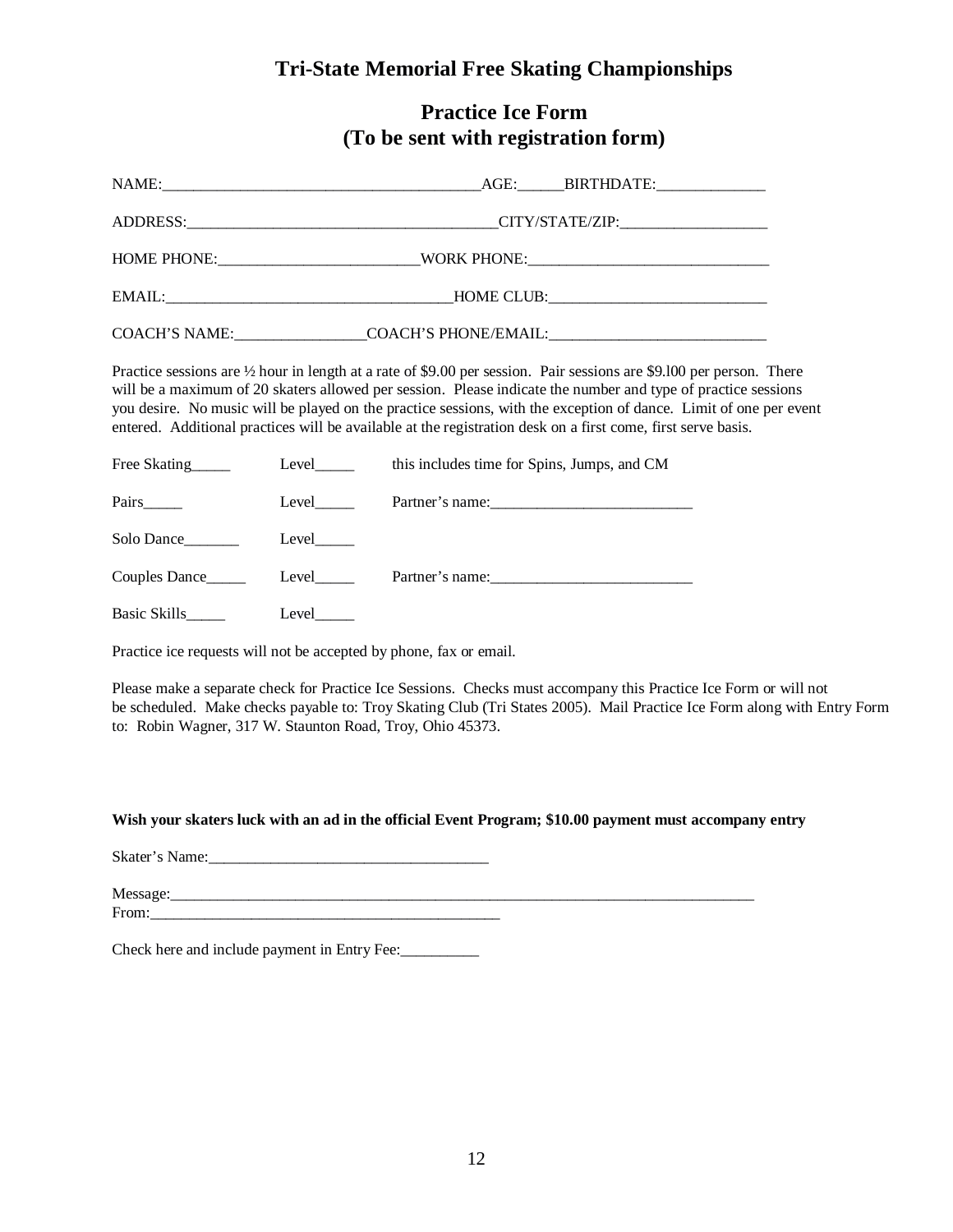# Tri-State Memorial Free Skating Championships

## Practice Ice Form
## (To be sent with registration form)

NAME:_______________________________________AGE:______BIRTHDATE:______________

ADDRESS:_______________________________________CITY/STATE/ZIP:___________________

HOME PHONE:_________________________WORK PHONE:_______________________________

EMAIL:____________________________________HOME CLUB:____________________________

COACH'S NAME:________________COACH'S PHONE/EMAIL:____________________________

Practice sessions are ½ hour in length at a rate of $9.00 per session. Pair sessions are $9.l00 per person. There will be a maximum of 20 skaters allowed per session. Please indicate the number and type of practice sessions you desire. No music will be played on the practice sessions, with the exception of dance. Limit of one per event entered. Additional practices will be available at the registration desk on a first come, first serve basis.

Free Skating_____ Level_____ this includes time for Spins, Jumps, and CM

Pairs_____ Level_____ Partner's name:__________________________

Solo Dance_______ Level_____

Couples Dance_____ Level_____ Partner's name:__________________________

Basic Skills_____ Level_____

Practice ice requests will not be accepted by phone, fax or email.

Please make a separate check for Practice Ice Sessions. Checks must accompany this Practice Ice Form or will not be scheduled. Make checks payable to: Troy Skating Club (Tri States 2005). Mail Practice Ice Form along with Entry Form to: Robin Wagner, 317 W. Staunton Road, Troy, Ohio 45373.

**Wish your skaters luck with an ad in the official Event Program; $10.00 payment must accompany entry**

Skater's Name:____________________________________

Message:_________________________________________________________________________________
From:_______________________________________________

Check here and include payment in Entry Fee:__________